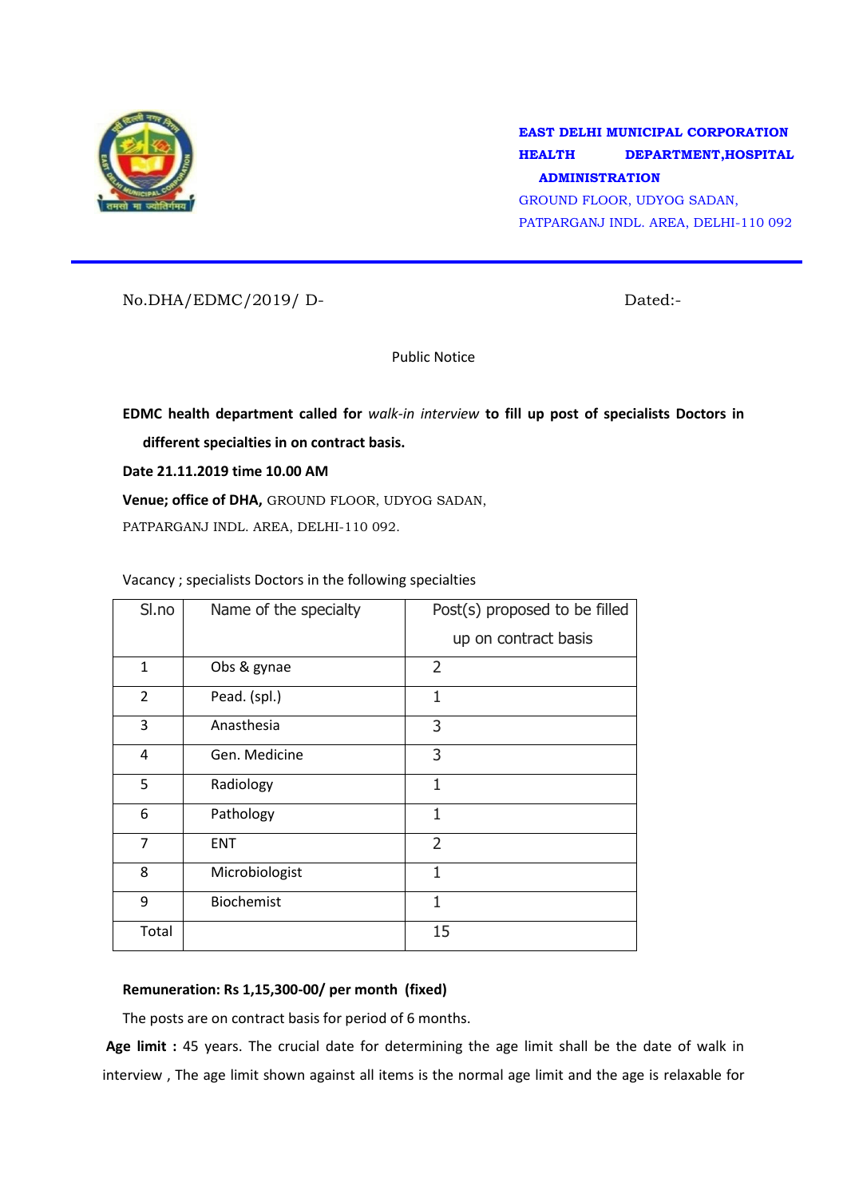**EAST DELHI MUNICIPAL CORPORATION**
**HEALTH DEPARTMENT,HOSPITAL ADMINISTRATION**
GROUND FLOOR, UDYOG SADAN,
PATPARGANJ INDL. AREA, DELHI-110 092

No.DHA/EDMC/2019/ D-                                        Dated:-

Public Notice

**EDMC health department called for *walk-in interview* to fill up post of specialists Doctors in different specialties in on contract basis.**

**Date 21.11.2019 time 10.00 AM**

**Venue; office of DHA,** GROUND FLOOR, UDYOG SADAN, PATPARGANJ INDL. AREA, DELHI-110 092.

Vacancy ; specialists Doctors in the following specialties

| Sl.no | Name of the specialty | Post(s) proposed to be filled up on contract basis |
|---|---|---|
| 1 | Obs & gynae | 2 |
| 2 | Pead. (spl.) | 1 |
| 3 | Anasthesia | 3 |
| 4 | Gen. Medicine | 3 |
| 5 | Radiology | 1 |
| 6 | Pathology | 1 |
| 7 | ENT | 2 |
| 8 | Microbiologist | 1 |
| 9 | Biochemist | 1 |
| Total | | 15 |

**Remuneration: Rs 1,15,300-00/ per month (fixed)**

The posts are on contract basis for period of 6 months.

**Age limit :** 45 years. The crucial date for determining the age limit shall be the date of walk in interview , The age limit shown against all items is the normal age limit and the age is relaxable for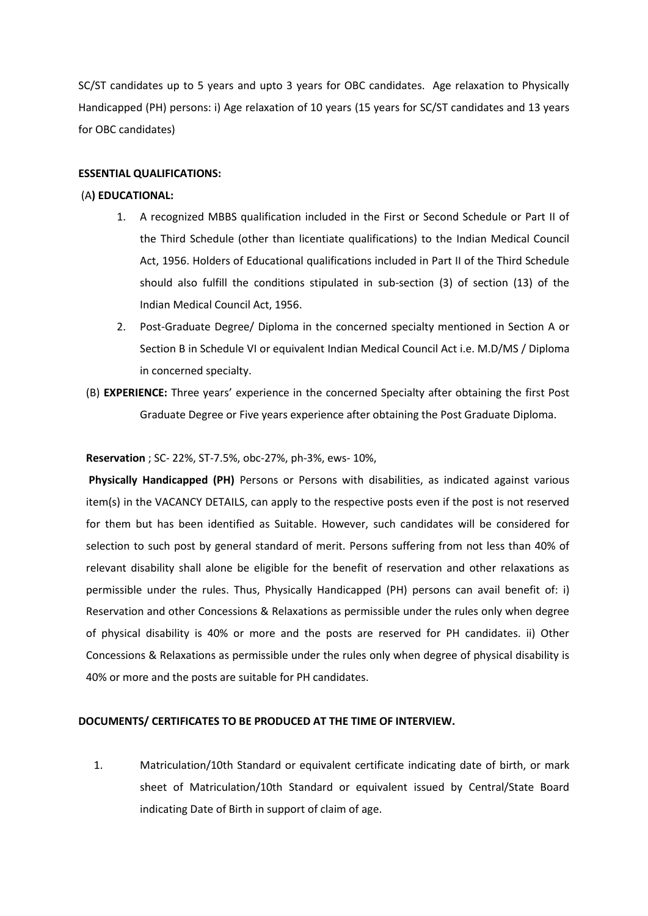SC/ST candidates up to 5 years and upto 3 years for OBC candidates. Age relaxation to Physically Handicapped (PH) persons: i) Age relaxation of 10 years (15 years for SC/ST candidates and 13 years for OBC candidates)

**ESSENTIAL QUALIFICATIONS:**

(A**) EDUCATIONAL:**

1. A recognized MBBS qualification included in the First or Second Schedule or Part II of the Third Schedule (other than licentiate qualifications) to the Indian Medical Council Act, 1956. Holders of Educational qualifications included in Part II of the Third Schedule should also fulfill the conditions stipulated in sub-section (3) of section (13) of the Indian Medical Council Act, 1956.
2. Post-Graduate Degree/ Diploma in the concerned specialty mentioned in Section A or Section B in Schedule VI or equivalent Indian Medical Council Act i.e. M.D/MS / Diploma in concerned specialty.

(B) **EXPERIENCE:** Three years' experience in the concerned Specialty after obtaining the first Post Graduate Degree or Five years experience after obtaining the Post Graduate Diploma.

**Reservation** ; SC- 22%, ST-7.5%, obc-27%, ph-3%, ews- 10%,

**Physically Handicapped (PH)** Persons or Persons with disabilities, as indicated against various item(s) in the VACANCY DETAILS, can apply to the respective posts even if the post is not reserved for them but has been identified as Suitable. However, such candidates will be considered for selection to such post by general standard of merit. Persons suffering from not less than 40% of relevant disability shall alone be eligible for the benefit of reservation and other relaxations as permissible under the rules. Thus, Physically Handicapped (PH) persons can avail benefit of: i) Reservation and other Concessions & Relaxations as permissible under the rules only when degree of physical disability is 40% or more and the posts are reserved for PH candidates. ii) Other Concessions & Relaxations as permissible under the rules only when degree of physical disability is 40% or more and the posts are suitable for PH candidates.

**DOCUMENTS/ CERTIFICATES TO BE PRODUCED AT THE TIME OF INTERVIEW.**

1. Matriculation/10th Standard or equivalent certificate indicating date of birth, or mark sheet of Matriculation/10th Standard or equivalent issued by Central/State Board indicating Date of Birth in support of claim of age.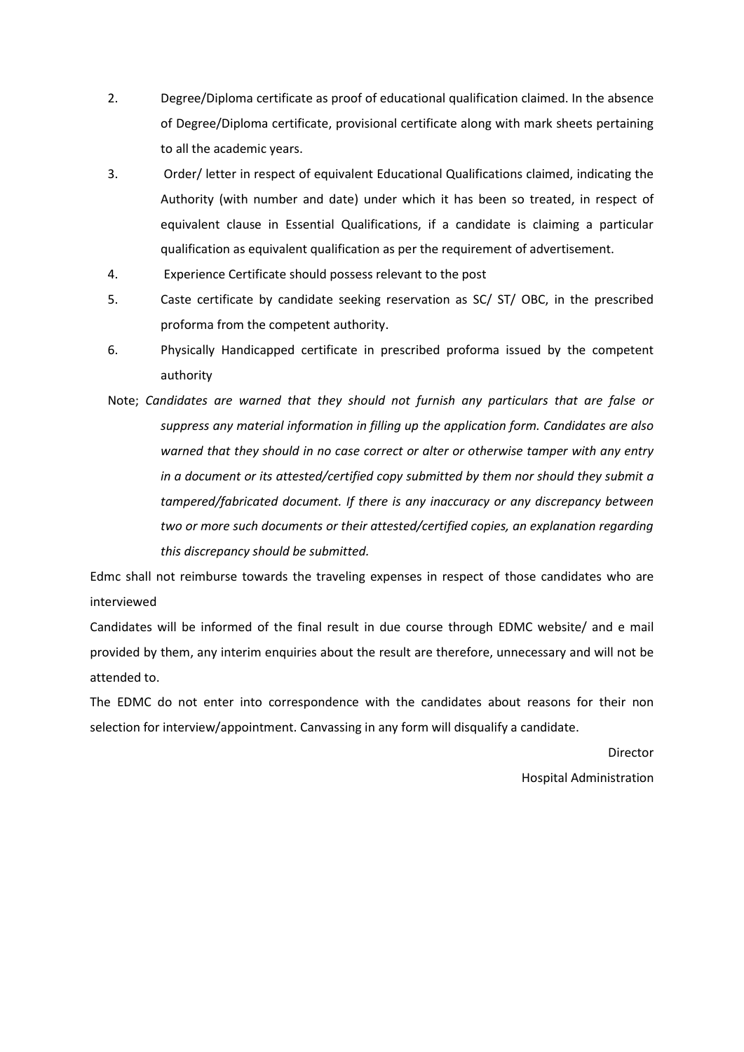2. Degree/Diploma certificate as proof of educational qualification claimed. In the absence of Degree/Diploma certificate, provisional certificate along with mark sheets pertaining to all the academic years.
3. Order/ letter in respect of equivalent Educational Qualifications claimed, indicating the Authority (with number and date) under which it has been so treated, in respect of equivalent clause in Essential Qualifications, if a candidate is claiming a particular qualification as equivalent qualification as per the requirement of advertisement.
4. Experience Certificate should possess relevant to the post
5. Caste certificate by candidate seeking reservation as SC/ ST/ OBC, in the prescribed proforma from the competent authority.
6. Physically Handicapped certificate in prescribed proforma issued by the competent authority

Note; *Candidates are warned that they should not furnish any particulars that are false or suppress any material information in filling up the application form. Candidates are also warned that they should in no case correct or alter or otherwise tamper with any entry in a document or its attested/certified copy submitted by them nor should they submit a tampered/fabricated document. If there is any inaccuracy or any discrepancy between two or more such documents or their attested/certified copies, an explanation regarding this discrepancy should be submitted.*

Edmc shall not reimburse towards the traveling expenses in respect of those candidates who are interviewed

Candidates will be informed of the final result in due course through EDMC website/ and e mail provided by them, any interim enquiries about the result are therefore, unnecessary and will not be attended to.

The EDMC do not enter into correspondence with the candidates about reasons for their non selection for interview/appointment. Canvassing in any form will disqualify a candidate.

Director

Hospital Administration